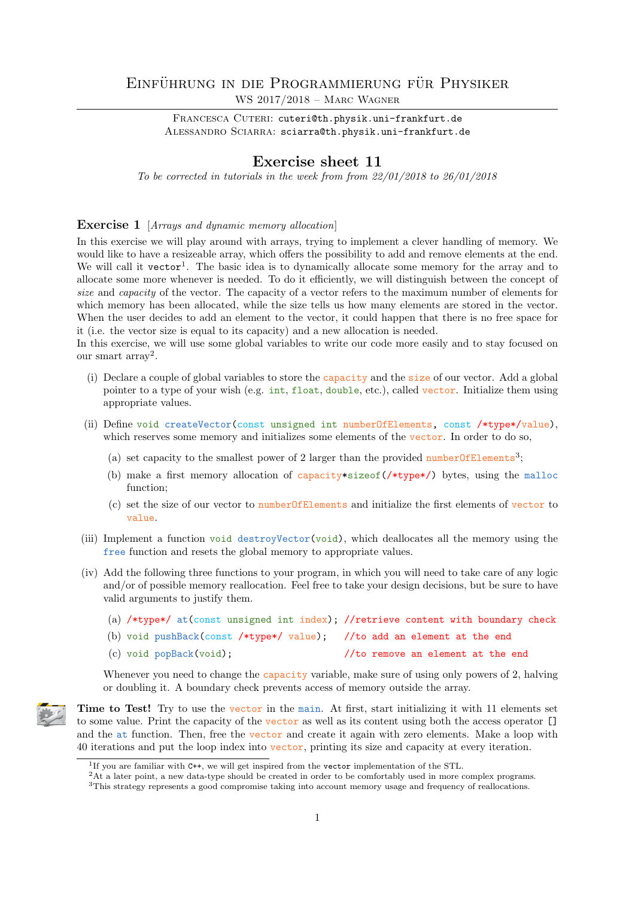# Einführung in die Programmierung für Physiker

WS 2017/2018 – Marc Wagner

Francesca Cuteri: cuteri@th.physik.uni-frankfurt.de
Alessandro Sciarra: sciarra@th.physik.uni-frankfurt.de

## Exercise sheet 11

*To be corrected in tutorials in the week from from 22/01/2018 to 26/01/2018*

### Exercise 1 [*Arrays and dynamic memory allocation*]

In this exercise we will play around with arrays, trying to implement a clever handling of memory. We would like to have a resizeable array, which offers the possibility to add and remove elements at the end. We will call it `vector`[1]. The basic idea is to dynamically allocate some memory for the array and to allocate some more whenever is needed. To do it efficiently, we will distinguish between the concept of *size* and *capacity* of the vector. The capacity of a vector refers to the maximum number of elements for which memory has been allocated, while the size tells us how many elements are stored in the vector. When the user decides to add an element to the vector, it could happen that there is no free space for it (i.e. the vector size is equal to its capacity) and a new allocation is needed.
In this exercise, we will use some global variables to write our code more easily and to stay focused on our smart array[2].

(i) Declare a couple of global variables to store the `capacity` and the `size` of our vector. Add a global pointer to a type of your wish (e.g. `int`, `float`, `double`, etc.), called `vector`. Initialize them using appropriate values.

(ii) Define `void createVector(const unsigned int numberOfElements, const /*type*/value)`, which reserves some memory and initializes some elements of the `vector`. In order to do so,

   (a) set capacity to the smallest power of 2 larger than the provided `numberOfElements`[3];

   (b) make a first memory allocation of `capacity*sizeof(/*type*/)` bytes, using the `malloc` function;

   (c) set the size of our vector to `numberOfElements` and initialize the first elements of `vector` to `value`.

(iii) Implement a function `void destroyVector(void)`, which deallocates all the memory using the `free` function and resets the global memory to appropriate values.

(iv) Add the following three functions to your program, in which you will need to take care of any logic and/or of possible memory reallocation. Feel free to take your design decisions, but be sure to have valid arguments to justify them.

   (a) `/*type*/ at(const unsigned int index); //retrieve content with boundary check`

   (b) `void pushBack(const /*type*/ value);   //to add an element at the end`

   (c) `void popBack(void);                    //to remove an element at the end`

   Whenever you need to change the `capacity` variable, make sure of using only powers of 2, halving or doubling it. A boundary check prevents access of memory outside the array.

**Time to Test!** Try to use the `vector` in the `main`. At first, start initializing it with 11 elements set to some value. Print the capacity of the `vector` as well as its content using both the access operator `[]` and the `at` function. Then, free the `vector` and create it again with zero elements. Make a loop with 40 iterations and put the loop index into `vector`, printing its size and capacity at every iteration.

---

[1] If you are familiar with C++, we will get inspired from the `vector` implementation of the STL.
[2] At a later point, a new data-type should be created in order to be comfortably used in more complex programs.
[3] This strategy represents a good compromise taking into account memory usage and frequency of reallocations.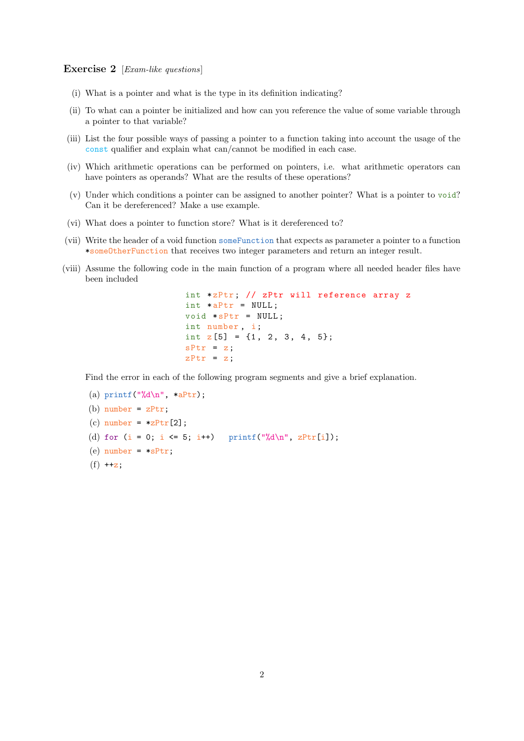**Exercise 2** [*Exam-like questions*]

(i) What is a pointer and what is the type in its definition indicating?

(ii) To what can a pointer be initialized and how can you reference the value of some variable through a pointer to that variable?

(iii) List the four possible ways of passing a pointer to a function taking into account the usage of the `const` qualifier and explain what can/cannot be modified in each case.

(iv) Which arithmetic operations can be performed on pointers, i.e. what arithmetic operators can have pointers as operands? What are the results of these operations?

(v) Under which conditions a pointer can be assigned to another pointer? What is a pointer to `void`? Can it be dereferenced? Make a use example.

(vi) What does a pointer to function store? What is it dereferenced to?

(vii) Write the header of a void function `someFunction` that expects as parameter a pointer to a function `*someOtherFunction` that receives two integer parameters and return an integer result.

(viii) Assume the following code in the main function of a program where all needed header files have been included

```
int *zPtr; // zPtr will reference array z
int *aPtr = NULL;
void *sPtr = NULL;
int number, i;
int z[5] = {1, 2, 3, 4, 5};
sPtr = z;
zPtr = z;
```

Find the error in each of the following program segments and give a brief explanation.

(a) `printf("%d\n", *aPtr);`

(b) `number = zPtr;`

(c) `number = *zPtr[2];`

(d) `for (i = 0; i <= 5; i++)   printf("%d\n", zPtr[i]);`

(e) `number = *sPtr;`

(f) `++z;`